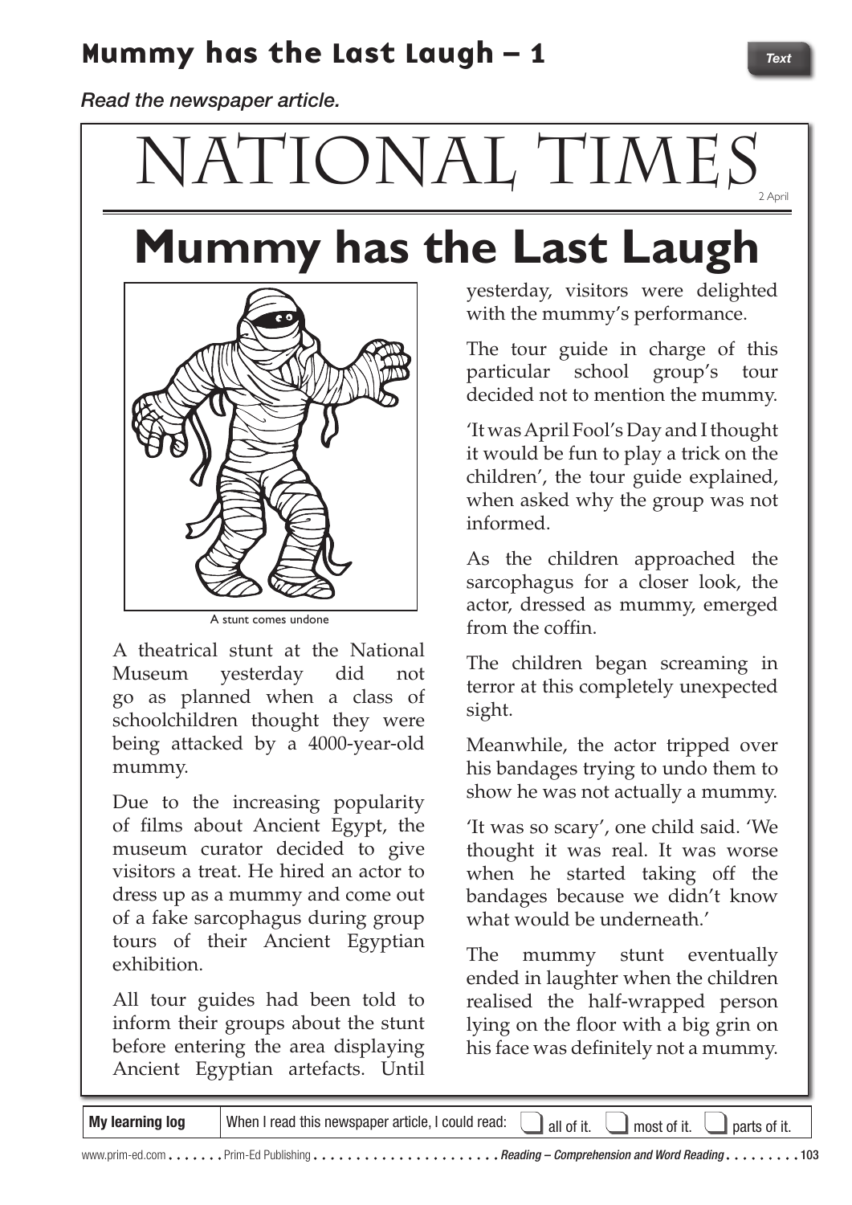# Mummy has the Last Laugh – 1

*Read the newspaper article.*

NATIONAL TIMES

2 April

## Mummy has the Last Laugh

A stunt comes undone

A theatrical stunt at the National Museum yesterday did not go as planned when a class of schoolchildren thought they were being attacked by a 4000-year-old mummy.

Due to the increasing popularity of films about Ancient Egypt, the museum curator decided to give visitors a treat. He hired an actor to dress up as a mummy and come out of a fake sarcophagus during group tours of their Ancient Egyptian exhibition.

All tour guides had been told to inform their groups about the stunt before entering the area displaying Ancient Egyptian artefacts. Until yesterday, visitors were delighted with the mummy's performance.

The tour guide in charge of this particular school group's tour decided not to mention the mummy.

'It was April Fool's Day and I thought it would be fun to play a trick on the children', the tour guide explained, when asked why the group was not informed.

As the children approached the sarcophagus for a closer look, the actor, dressed as mummy, emerged from the coffin.

The children began screaming in terror at this completely unexpected sight.

Meanwhile, the actor tripped over his bandages trying to undo them to show he was not actually a mummy.

'It was so scary', one child said. 'We thought it was real. It was worse when he started taking off the bandages because we didn't know what would be underneath.'

The mummy stunt eventually ended in laughter when the children realised the half-wrapped person lying on the floor with a big grin on his face was definitely not a mummy.

| My learning log | When I read this newspaper article, I could read: ☐ all of it. ☐ most of it. ☐ parts of it. |
|---|---|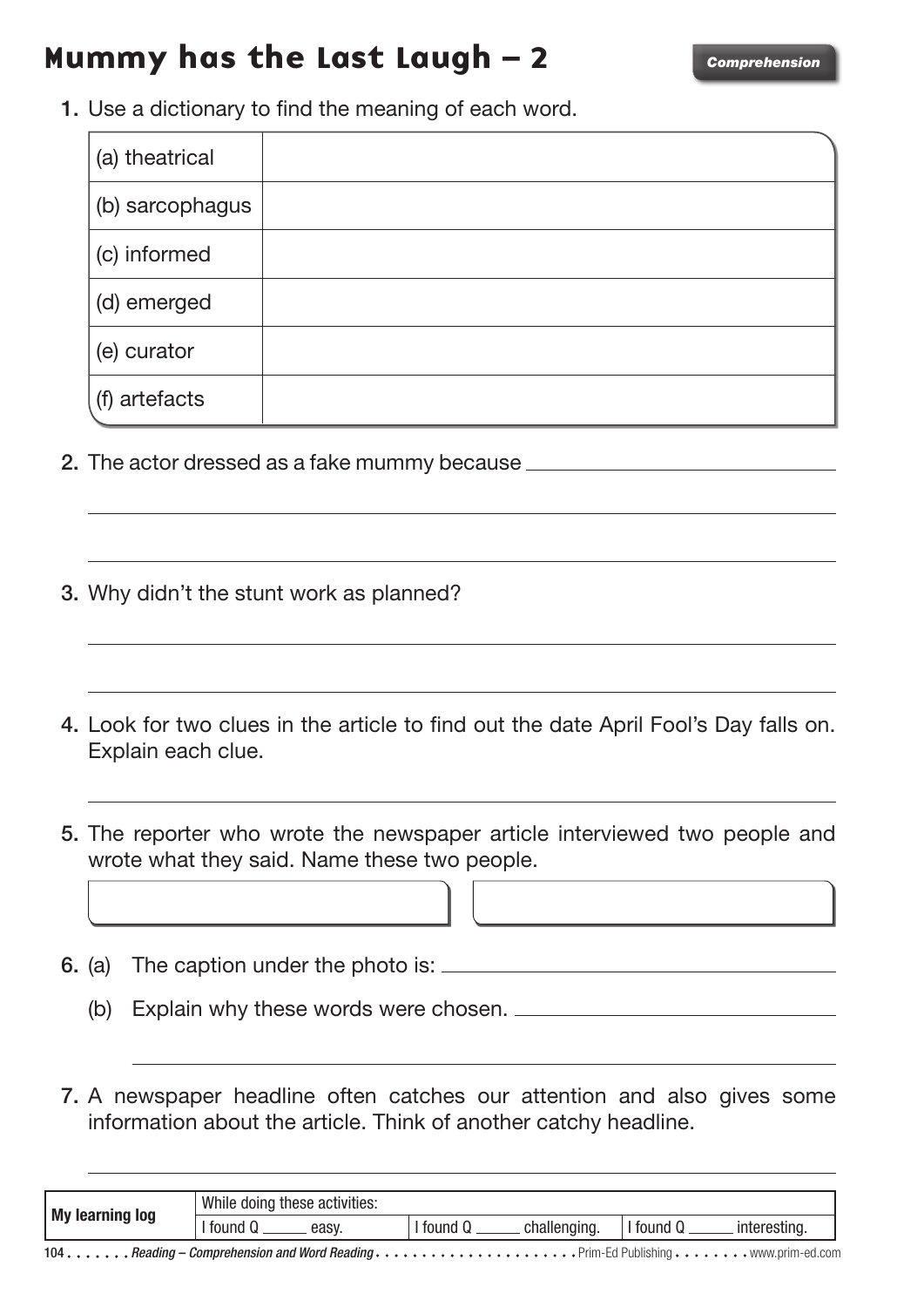# Mummy has the Last Laugh – 2

**Comprehension**

1. Use a dictionary to find the meaning of each word.

| | |
|---|---|
| (a) theatrical | |
| (b) sarcophagus | |
| (c) informed | |
| (d) emerged | |
| (e) curator | |
| (f) artefacts | |

2. The actor dressed as a fake mummy because ______________________________

______________________________

______________________________

3. Why didn't the stunt work as planned?

______________________________

______________________________

4. Look for two clues in the article to find out the date April Fool's Day falls on. Explain each clue.

______________________________

5. The reporter who wrote the newspaper article interviewed two people and wrote what they said. Name these two people.

| | |
|---|---|
| | |

6. (a) The caption under the photo is: ______________________________

   (b) Explain why these words were chosen. ______________________________

______________________________

7. A newspaper headline often catches our attention and also gives some information about the article. Think of another catchy headline.

______________________________

| My learning log | While doing these activities: | | |
|---|---|---|---|
| | I found Q ______ easy. | I found Q ______ challenging. | I found Q ______ interesting. |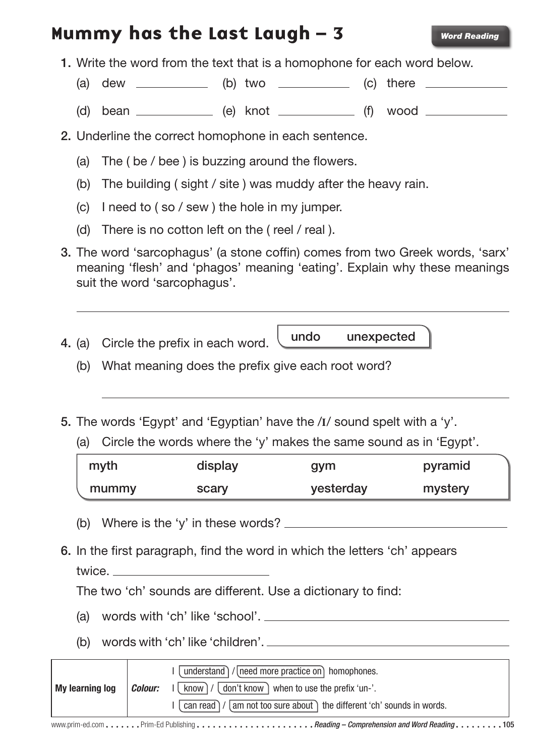# Mummy has the Last Laugh – 3

**Word Reading**

1. Write the word from the text that is a homophone for each word below.

   (a) dew ____________ (b) two ____________ (c) there ____________

   (d) bean ____________ (e) knot ____________ (f) wood ____________

2. Underline the correct homophone in each sentence.

   (a) The ( be / bee ) is buzzing around the flowers.

   (b) The building ( sight / site ) was muddy after the heavy rain.

   (c) I need to ( so / sew ) the hole in my jumper.

   (d) There is no cotton left on the ( reel / real ).

3. The word 'sarcophagus' (a stone coffin) comes from two Greek words, 'sarx' meaning 'flesh' and 'phagos' meaning 'eating'. Explain why these meanings suit the word 'sarcophagus'.

   ____________________________________________

4. (a) Circle the prefix in each word.

   | | |
   |---|---|
   | undo | unexpected |

   (b) What meaning does the prefix give each root word?

   ____________________________________________

5. The words 'Egypt' and 'Egyptian' have the /ɪ/ sound spelt with a 'y'.

   (a) Circle the words where the 'y' makes the same sound as in 'Egypt'.

   | | | | |
   |---|---|---|---|
   | myth | display | gym | pyramid |
   | mummy | scary | yesterday | mystery |

   (b) Where is the 'y' in these words? ____________________

6. In the first paragraph, find the word in which the letters 'ch' appears twice. ____________________

   The two 'ch' sounds are different. Use a dictionary to find:

   (a) words with 'ch' like 'school'. ____________________

   (b) words with 'ch' like 'children'. ____________________

| | | |
|---|---|---|
| **My learning log** | ***Colour:*** | I understand / need more practice on homophones.<br>I know / don't know when to use the prefix 'un-'.<br>I can read / am not too sure about the different 'ch' sounds in words. |